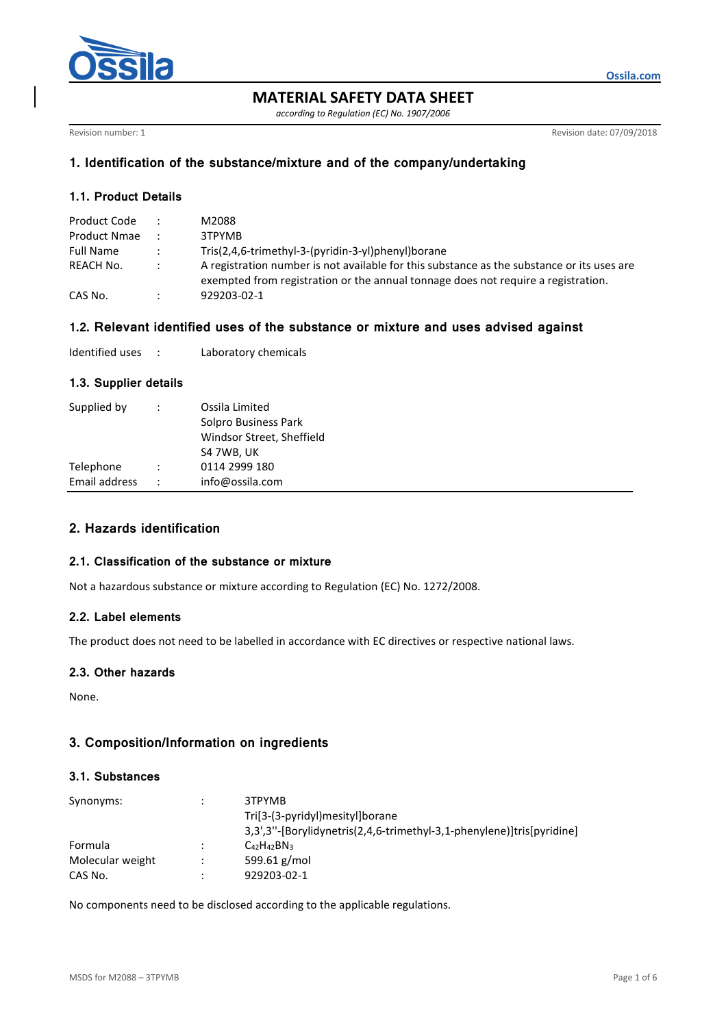# MATERIAL SAFETY DATA SHEET

*according to Regulation (EC) No. 1907/2006*

Revision number: 1 | Revision date: 07/09/2018

## 1. Identification of the substance/mixture and of the company/undertaking

### 1.1. Product Details

| | | |
|---|---|---|
| Product Code | : | M2088 |
| Product Nmae | : | 3TPYMB |
| Full Name | : | Tris(2,4,6-trimethyl-3-(pyridin-3-yl)phenyl)borane |
| REACH No. | : | A registration number is not available for this substance as the substance or its uses are exempted from registration or the annual tonnage does not require a registration. |
| CAS No. | : | 929203-02-1 |

### 1.2. Relevant identified uses of the substance or mixture and uses advised against

| | | |
|---|---|---|
| Identified uses | : | Laboratory chemicals |

### 1.3. Supplier details

| | | |
|---|---|---|
| Supplied by | : | Ossila Limited<br>Solpro Business Park<br>Windsor Street, Sheffield<br>S4 7WB, UK |
| Telephone | : | 0114 2999 180 |
| Email address | : | info@ossila.com |

## 2. Hazards identification

### 2.1. Classification of the substance or mixture

Not a hazardous substance or mixture according to Regulation (EC) No. 1272/2008.

### 2.2. Label elements

The product does not need to be labelled in accordance with EC directives or respective national laws.

### 2.3. Other hazards

None.

## 3. Composition/Information on ingredients

### 3.1. Substances

| | | |
|---|---|---|
| Synonyms: | : | 3TPYMB<br>Tri[3-(3-pyridyl)mesityl]borane<br>3,3',3''-[Borylidynetris(2,4,6-trimethyl-3,1-phenylene)]tris[pyridine] |
| Formula | : | $C_{42}H_{42}BN_3$ |
| Molecular weight | : | 599.61 g/mol |
| CAS No. | : | 929203-02-1 |

No components need to be disclosed according to the applicable regulations.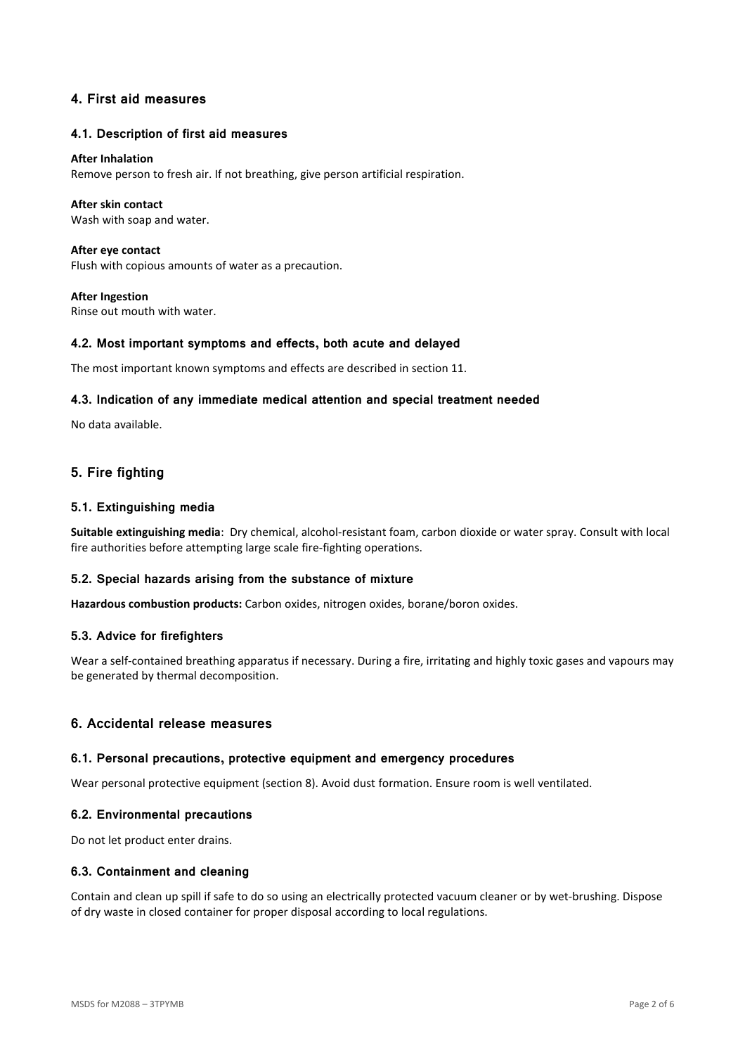## 4. First aid measures

### 4.1. Description of first aid measures

**After Inhalation**
Remove person to fresh air. If not breathing, give person artificial respiration.

**After skin contact**
Wash with soap and water.

**After eye contact**
Flush with copious amounts of water as a precaution.

**After Ingestion**
Rinse out mouth with water.

### 4.2. Most important symptoms and effects, both acute and delayed

The most important known symptoms and effects are described in section 11.

### 4.3. Indication of any immediate medical attention and special treatment needed

No data available.

## 5. Fire fighting

### 5.1. Extinguishing media

**Suitable extinguishing media**: Dry chemical, alcohol-resistant foam, carbon dioxide or water spray. Consult with local fire authorities before attempting large scale fire-fighting operations.

### 5.2. Special hazards arising from the substance of mixture

**Hazardous combustion products:** Carbon oxides, nitrogen oxides, borane/boron oxides.

### 5.3. Advice for firefighters

Wear a self-contained breathing apparatus if necessary. During a fire, irritating and highly toxic gases and vapours may be generated by thermal decomposition.

## 6. Accidental release measures

### 6.1. Personal precautions, protective equipment and emergency procedures

Wear personal protective equipment (section 8). Avoid dust formation. Ensure room is well ventilated.

### 6.2. Environmental precautions

Do not let product enter drains.

### 6.3. Containment and cleaning

Contain and clean up spill if safe to do so using an electrically protected vacuum cleaner or by wet-brushing. Dispose of dry waste in closed container for proper disposal according to local regulations.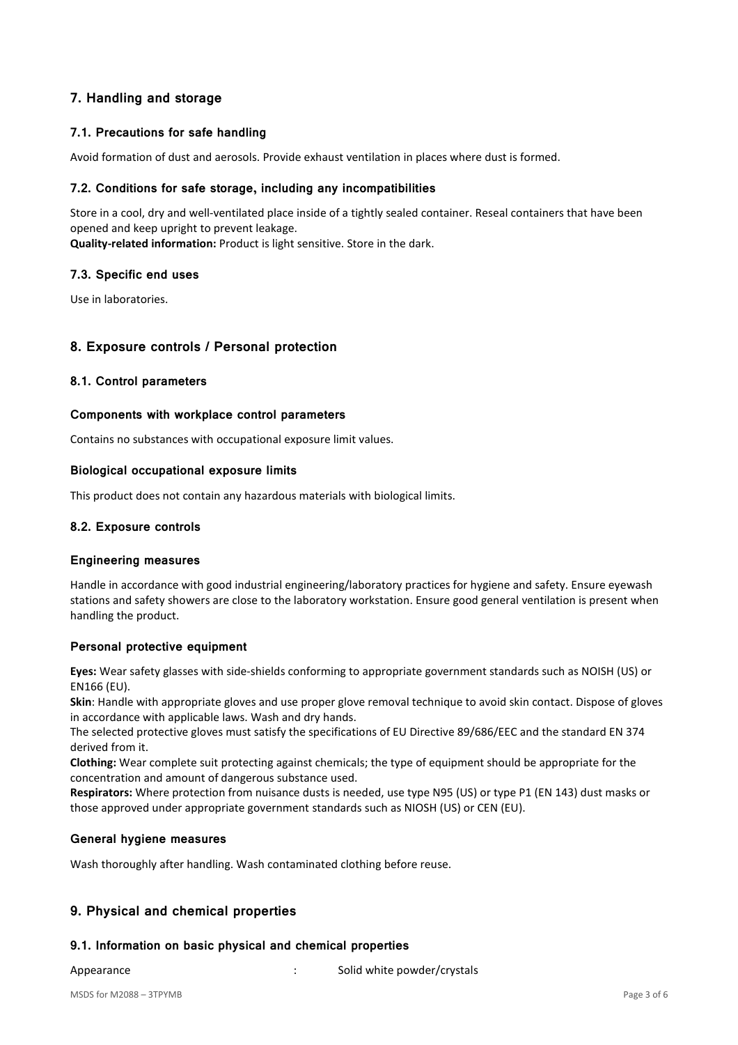## 7. Handling and storage

### 7.1. Precautions for safe handling

Avoid formation of dust and aerosols. Provide exhaust ventilation in places where dust is formed.

### 7.2. Conditions for safe storage, including any incompatibilities

Store in a cool, dry and well-ventilated place inside of a tightly sealed container. Reseal containers that have been opened and keep upright to prevent leakage.
**Quality-related information:** Product is light sensitive. Store in the dark.

### 7.3. Specific end uses

Use in laboratories.

## 8. Exposure controls / Personal protection

### 8.1. Control parameters

#### Components with workplace control parameters

Contains no substances with occupational exposure limit values.

#### Biological occupational exposure limits

This product does not contain any hazardous materials with biological limits.

### 8.2. Exposure controls

#### Engineering measures

Handle in accordance with good industrial engineering/laboratory practices for hygiene and safety. Ensure eyewash stations and safety showers are close to the laboratory workstation. Ensure good general ventilation is present when handling the product.

#### Personal protective equipment

**Eyes:** Wear safety glasses with side-shields conforming to appropriate government standards such as NOISH (US) or EN166 (EU).
**Skin**: Handle with appropriate gloves and use proper glove removal technique to avoid skin contact. Dispose of gloves in accordance with applicable laws. Wash and dry hands.
The selected protective gloves must satisfy the specifications of EU Directive 89/686/EEC and the standard EN 374 derived from it.
**Clothing:** Wear complete suit protecting against chemicals; the type of equipment should be appropriate for the concentration and amount of dangerous substance used.
**Respirators:** Where protection from nuisance dusts is needed, use type N95 (US) or type P1 (EN 143) dust masks or those approved under appropriate government standards such as NIOSH (US) or CEN (EU).

#### General hygiene measures

Wash thoroughly after handling. Wash contaminated clothing before reuse.

## 9. Physical and chemical properties

### 9.1. Information on basic physical and chemical properties

Appearance : Solid white powder/crystals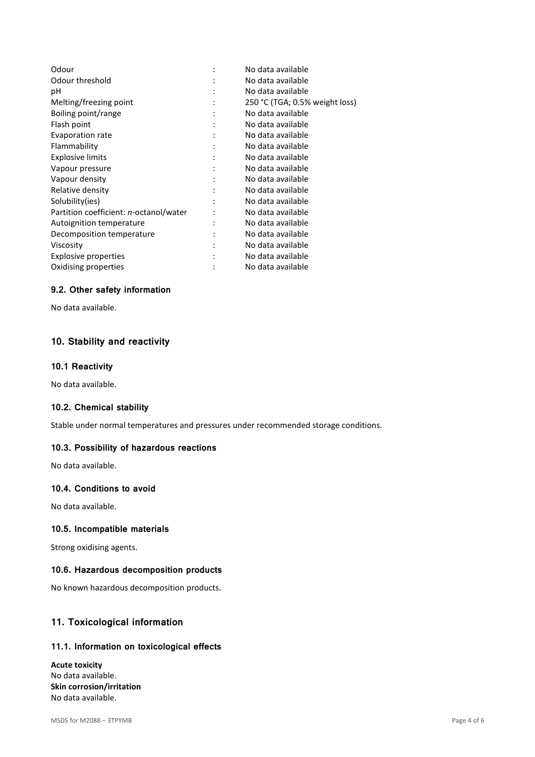| Property | | Value |
|---|---|---|
| Odour | : | No data available |
| Odour threshold | : | No data available |
| pH | : | No data available |
| Melting/freezing point | : | 250 °C (TGA; 0.5% weight loss) |
| Boiling point/range | : | No data available |
| Flash point | : | No data available |
| Evaporation rate | : | No data available |
| Flammability | : | No data available |
| Explosive limits | : | No data available |
| Vapour pressure | : | No data available |
| Vapour density | : | No data available |
| Relative density | : | No data available |
| Solubility(ies) | : | No data available |
| Partition coefficient: *n*-octanol/water | : | No data available |
| Autoignition temperature | : | No data available |
| Decomposition temperature | : | No data available |
| Viscosity | : | No data available |
| Explosive properties | : | No data available |
| Oxidising properties | : | No data available |

### 9.2. Other safety information

No data available.

## 10. Stability and reactivity

### 10.1 Reactivity

No data available.

### 10.2. Chemical stability

Stable under normal temperatures and pressures under recommended storage conditions.

### 10.3. Possibility of hazardous reactions

No data available.

### 10.4. Conditions to avoid

No data available.

### 10.5. Incompatible materials

Strong oxidising agents.

### 10.6. Hazardous decomposition products

No known hazardous decomposition products.

## 11. Toxicological information

### 11.1. Information on toxicological effects

**Acute toxicity**
No data available.
**Skin corrosion/irritation**
No data available.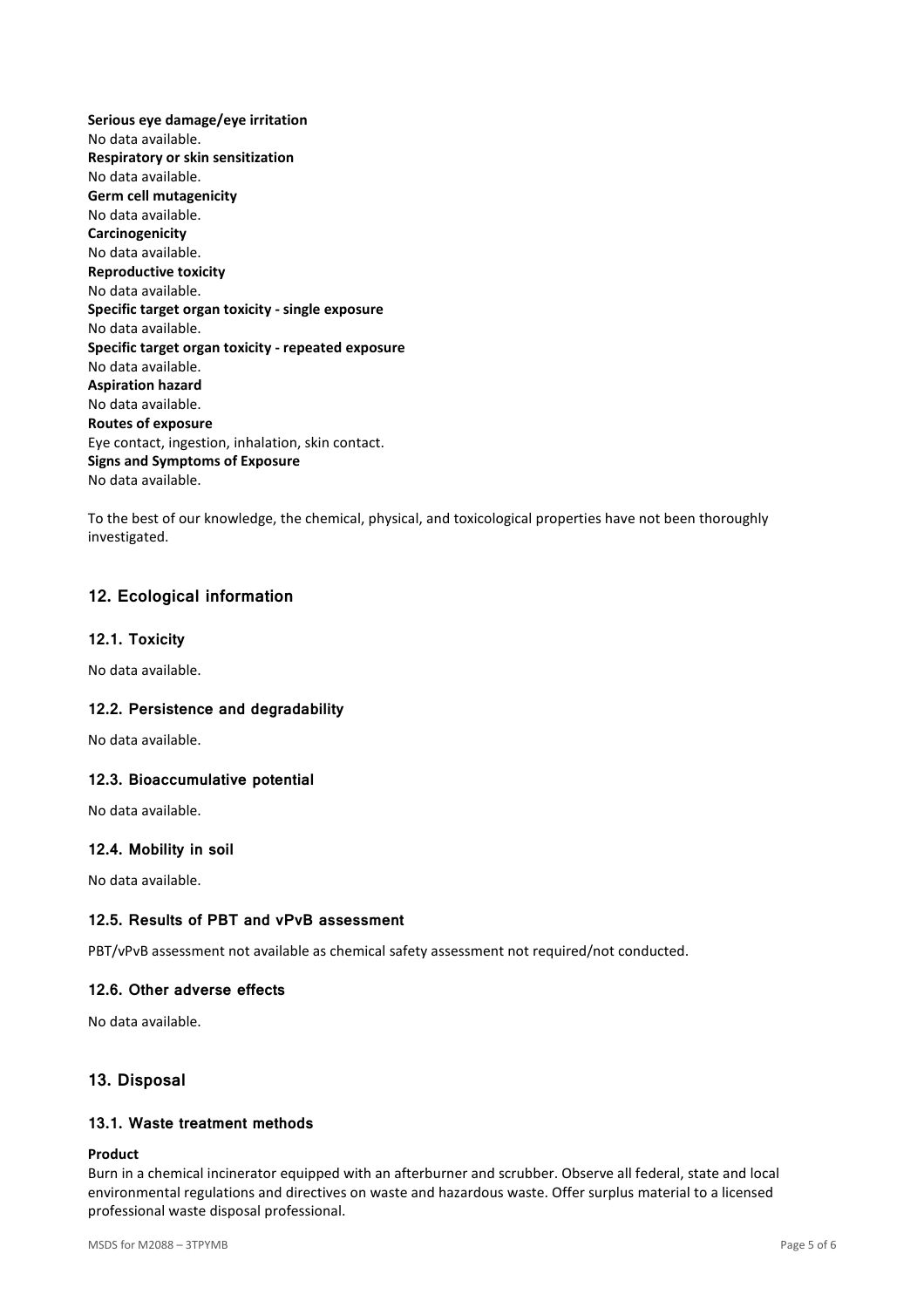**Serious eye damage/eye irritation**
No data available.
**Respiratory or skin sensitization**
No data available.
**Germ cell mutagenicity**
No data available.
**Carcinogenicity**
No data available.
**Reproductive toxicity**
No data available.
**Specific target organ toxicity - single exposure**
No data available.
**Specific target organ toxicity - repeated exposure**
No data available.
**Aspiration hazard**
No data available.
**Routes of exposure**
Eye contact, ingestion, inhalation, skin contact.
**Signs and Symptoms of Exposure**
No data available.

To the best of our knowledge, the chemical, physical, and toxicological properties have not been thoroughly investigated.

## 12. Ecological information

### 12.1. Toxicity

No data available.

### 12.2. Persistence and degradability

No data available.

### 12.3. Bioaccumulative potential

No data available.

### 12.4. Mobility in soil

No data available.

### 12.5. Results of PBT and vPvB assessment

PBT/vPvB assessment not available as chemical safety assessment not required/not conducted.

### 12.6. Other adverse effects

No data available.

## 13. Disposal

### 13.1. Waste treatment methods

**Product**
Burn in a chemical incinerator equipped with an afterburner and scrubber. Observe all federal, state and local environmental regulations and directives on waste and hazardous waste. Offer surplus material to a licensed professional waste disposal professional.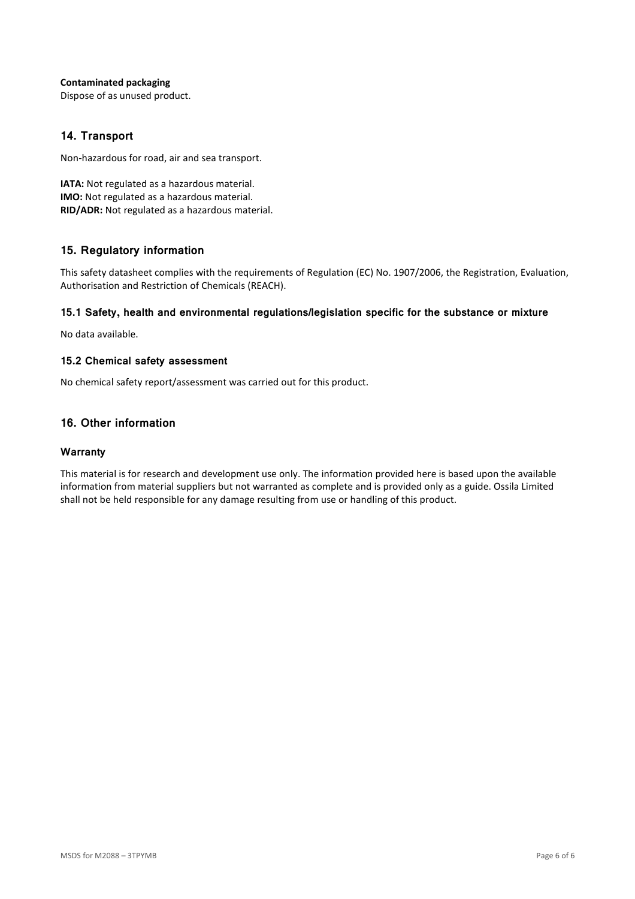**Contaminated packaging**

Dispose of as unused product.

## 14. Transport

Non-hazardous for road, air and sea transport.

**IATA:** Not regulated as a hazardous material.
**IMO:** Not regulated as a hazardous material.
**RID/ADR:** Not regulated as a hazardous material.

## 15. Regulatory information

This safety datasheet complies with the requirements of Regulation (EC) No. 1907/2006, the Registration, Evaluation, Authorisation and Restriction of Chemicals (REACH).

### 15.1 Safety, health and environmental regulations/legislation specific for the substance or mixture

No data available.

### 15.2 Chemical safety assessment

No chemical safety report/assessment was carried out for this product.

## 16. Other information

### Warranty

This material is for research and development use only. The information provided here is based upon the available information from material suppliers but not warranted as complete and is provided only as a guide. Ossila Limited shall not be held responsible for any damage resulting from use or handling of this product.